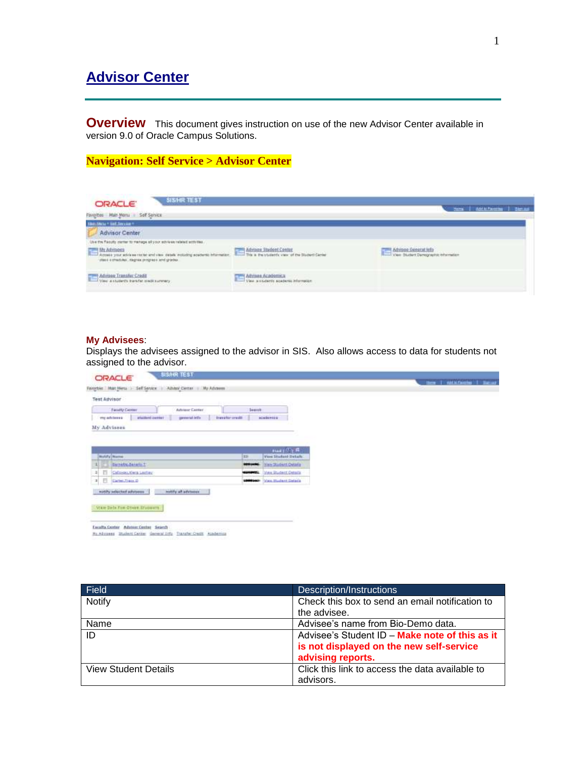# Advisor Center

**Overview** This document gives instruction on use of the new Advisor Center available in version 9.0 of Oracle Campus Solutions.

**Navigation: Self Service > Advisor Center**

**My Advisees**:
Displays the advisees assigned to the advisor in SIS. Also allows access to data for students not assigned to the advisor.

| Field | Description/Instructions |
|---|---|
| Notify | Check this box to send an email notification to the advisee. |
| Name | Advisee's name from Bio-Demo data. |
| ID | Advisee's Student ID – **Make note of this as it is not displayed on the new self-service advising reports.** |
| View Student Details | Click this link to access the data available to advisors. |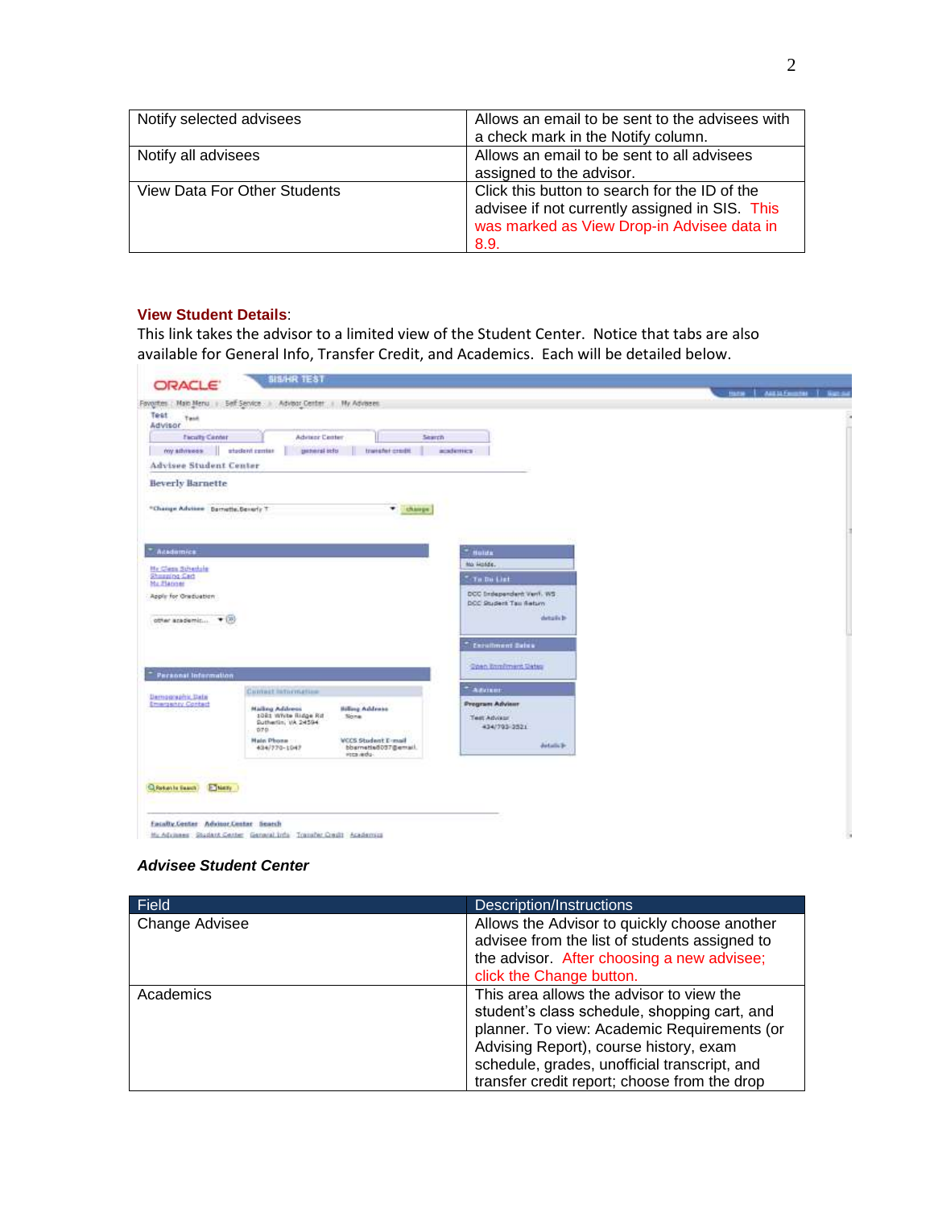| Notify selected advisees | Allows an email to be sent to the advisees with a check mark in the Notify column. |
|---|---|
| Notify all advisees | Allows an email to be sent to all advisees assigned to the advisor. |
| View Data For Other Students | Click this button to search for the ID of the advisee if not currently assigned in SIS. This was marked as View Drop-in Advisee data in 8.9. |

**View Student Details**:
This link takes the advisor to a limited view of the Student Center. Notice that tabs are also available for General Info, Transfer Credit, and Academics. Each will be detailed below.

***Advisee Student Center***

| Field | Description/Instructions |
|---|---|
| Change Advisee | Allows the Advisor to quickly choose another advisee from the list of students assigned to the advisor. After choosing a new advisee; click the Change button. |
| Academics | This area allows the advisor to view the student's class schedule, shopping cart, and planner. To view: Academic Requirements (or Advising Report), course history, exam schedule, grades, unofficial transcript, and transfer credit report; choose from the drop |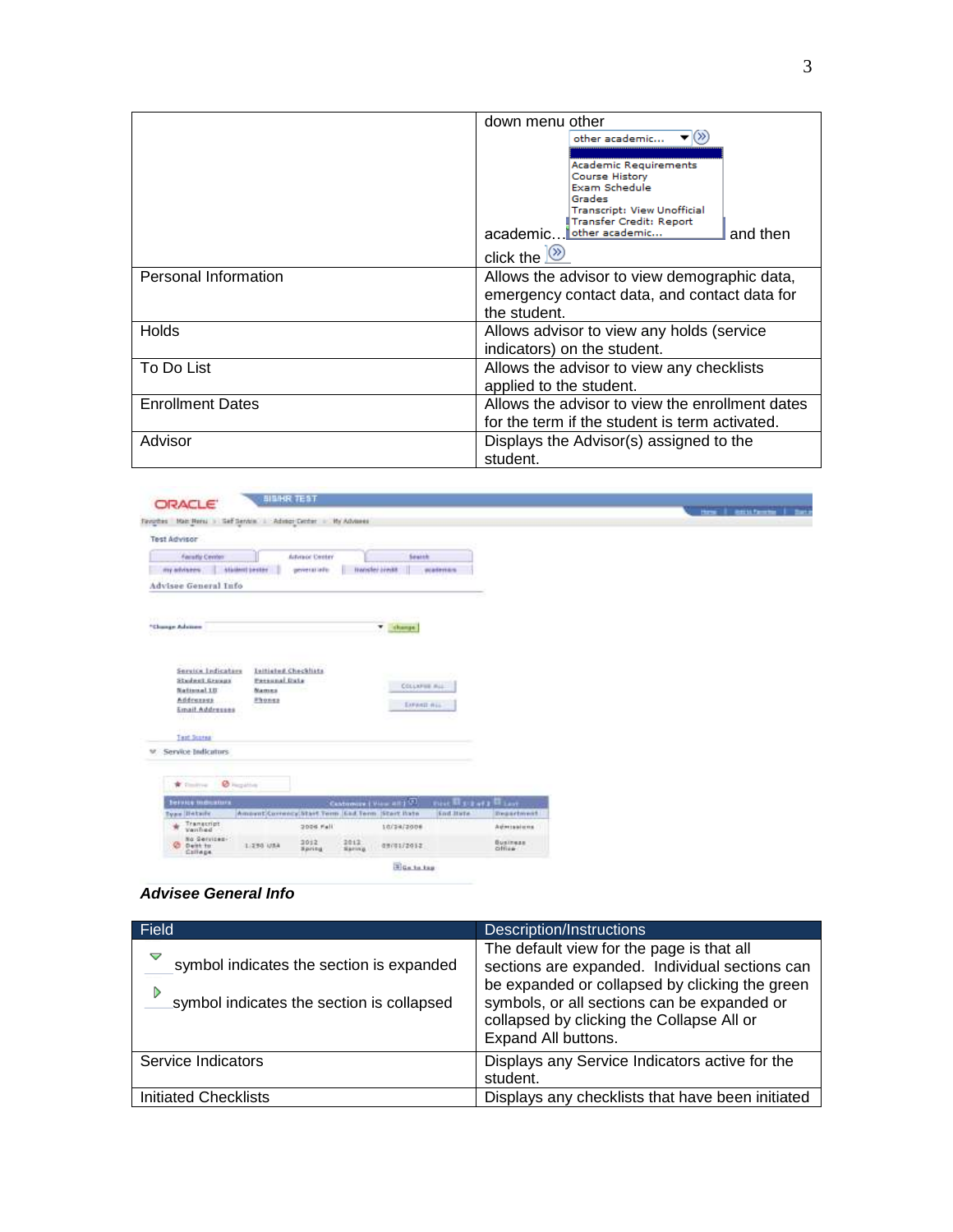|  | down menu other academic… and then click the |
|---|---|
| Personal Information | Allows the advisor to view demographic data, emergency contact data, and contact data for the student. |
| Holds | Allows advisor to view any holds (service indicators) on the student. |
| To Do List | Allows the advisor to view any checklists applied to the student. |
| Enrollment Dates | Allows the advisor to view the enrollment dates for the term if the student is term activated. |
| Advisor | Displays the Advisor(s) assigned to the student. |

***Advisee General Info***

| Field | Description/Instructions |
|---|---|
| symbol indicates the section is expanded<br>symbol indicates the section is collapsed | The default view for the page is that all sections are expanded. Individual sections can be expanded or collapsed by clicking the green symbols, or all sections can be expanded or collapsed by clicking the Collapse All or Expand All buttons. |
| Service Indicators | Displays any Service Indicators active for the student. |
| Initiated Checklists | Displays any checklists that have been initiated |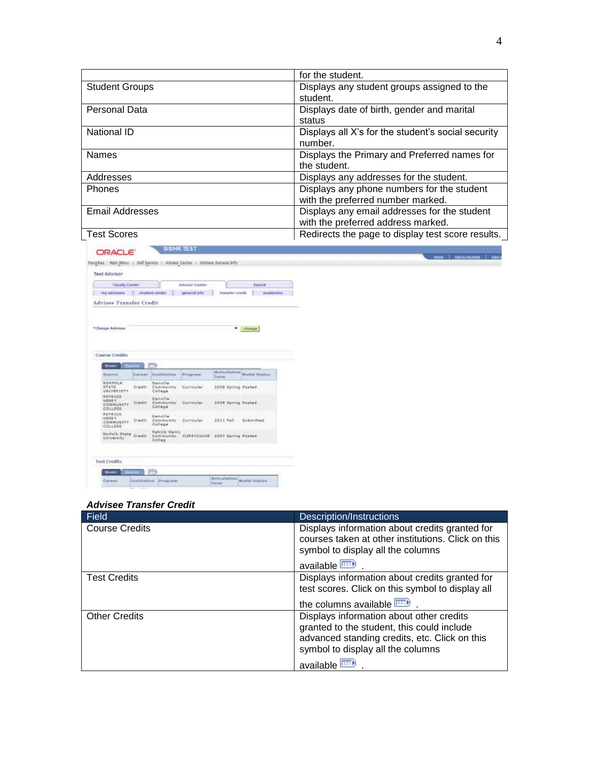| | for the student. |
|---|---|
| Student Groups | Displays any student groups assigned to the student. |
| Personal Data | Displays date of birth, gender and marital status |
| National ID | Displays all X's for the student's social security number. |
| Names | Displays the Primary and Preferred names for the student. |
| Addresses | Displays any addresses for the student. |
| Phones | Displays any phone numbers for the student with the preferred number marked. |
| Email Addresses | Displays any email addresses for the student with the preferred address marked. |
| Test Scores | Redirects the page to display test score results. |

***Advisee Transfer Credit***

| Field | Description/Instructions |
|---|---|
| Course Credits | Displays information about credits granted for courses taken at other institutions. Click on this symbol to display all the columns available . |
| Test Credits | Displays information about credits granted for test scores. Click on this symbol to display all the columns available . |
| Other Credits | Displays information about other credits granted to the student, this could include advanced standing credits, etc. Click on this symbol to display all the columns available . |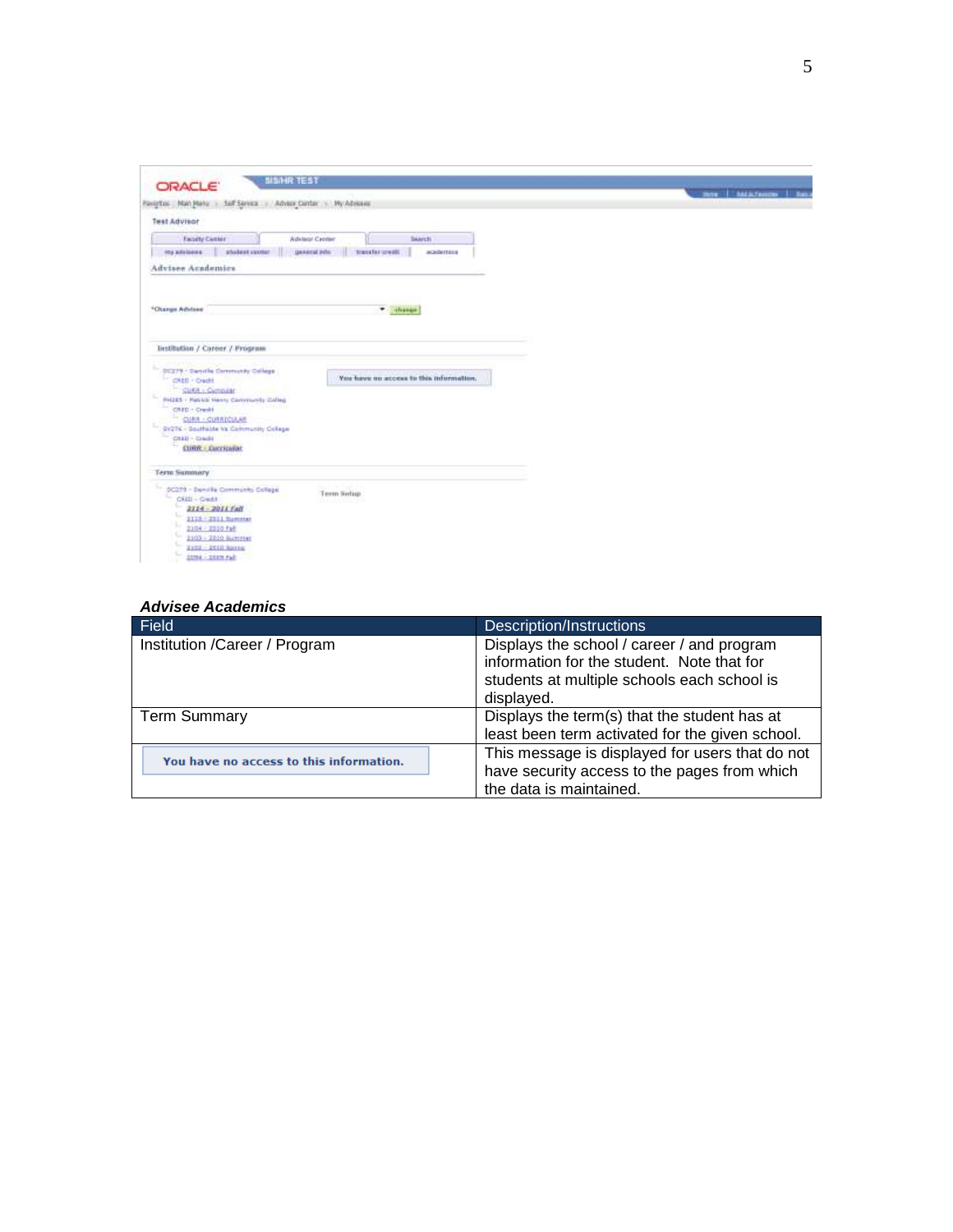***Advisee Academics***

| Field | Description/Instructions |
|---|---|
| Institution /Career / Program | Displays the school / career / and program information for the student. Note that for students at multiple schools each school is displayed. |
| Term Summary | Displays the term(s) that the student has at least been term activated for the given school. |
| You have no access to this information. | This message is displayed for users that do not have security access to the pages from which the data is maintained. |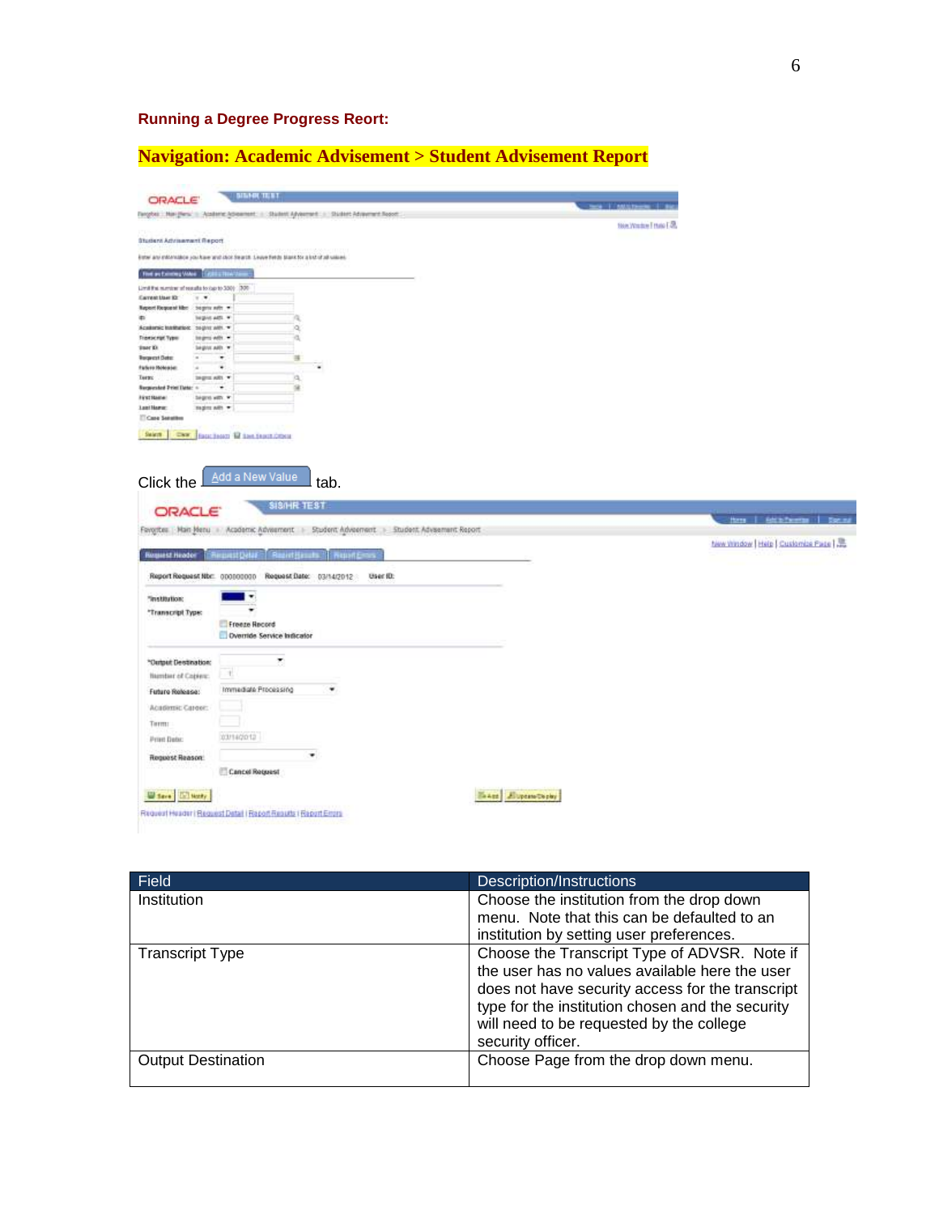**Running a Degree Progress Reort:**

**Navigation: Academic Advisement > Student Advisement Report**

Click the Add a New Value tab.

| Field | Description/Instructions |
|---|---|
| Institution | Choose the institution from the drop down menu. Note that this can be defaulted to an institution by setting user preferences. |
| Transcript Type | Choose the Transcript Type of ADVSR. Note if the user has no values available here the user does not have security access for the transcript type for the institution chosen and the security will need to be requested by the college security officer. |
| Output Destination | Choose Page from the drop down menu. |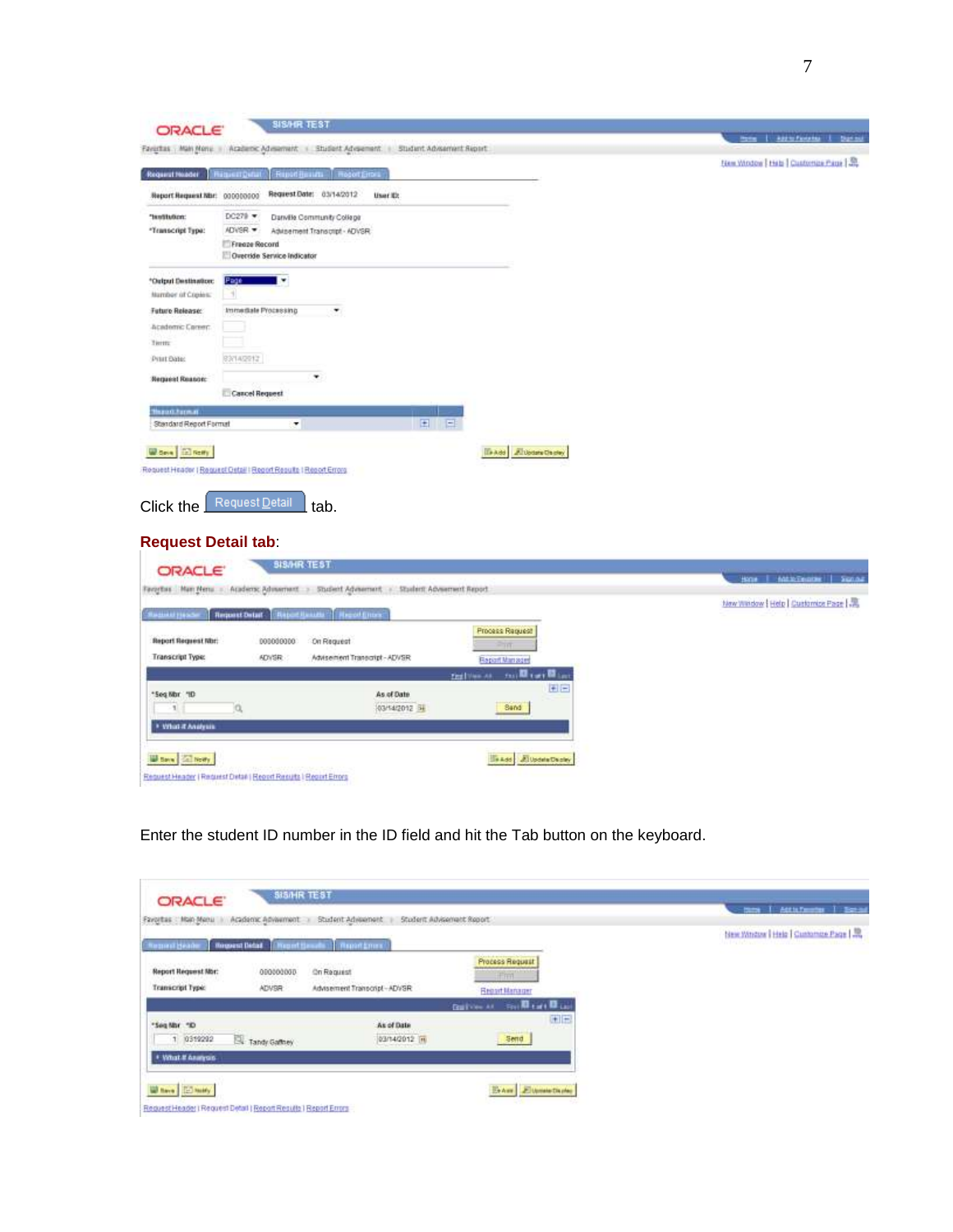Click the Request Detail tab.

**Request Detail tab**:

Enter the student ID number in the ID field and hit the Tab button on the keyboard.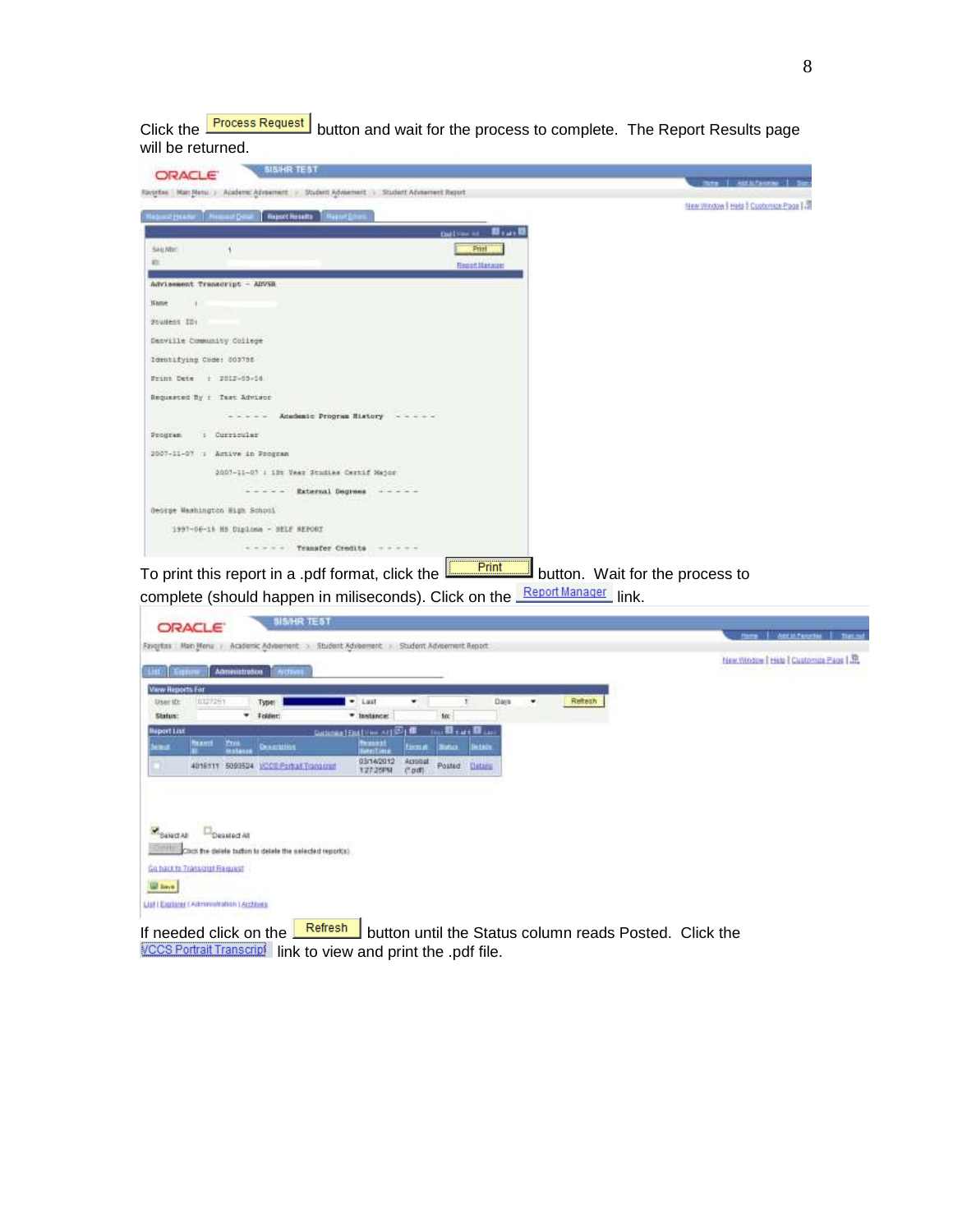Click the Process Request button and wait for the process to complete. The Report Results page will be returned.

To print this report in a .pdf format, click the Print button. Wait for the process to complete (should happen in miliseconds). Click on the Report Manager link.

If needed click on the Refresh button until the Status column reads Posted. Click the VCCS Portrait Transcript link to view and print the .pdf file.